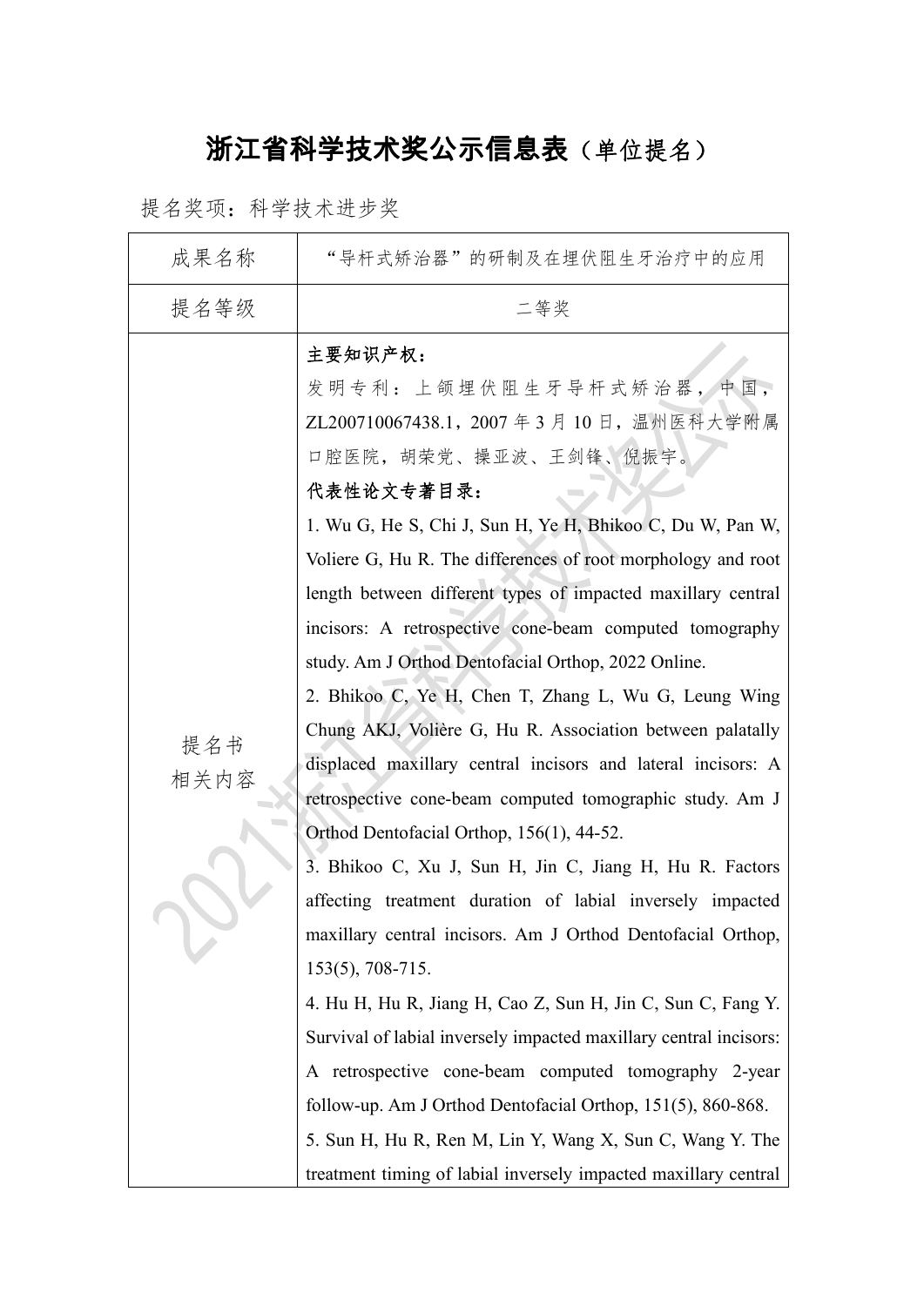# 浙江省科学技术奖公示信息表（单位提名）

提名奖项：科学技术进步奖

| | |
|---|---|
| 成果名称 | “导杆式矫治器”的研制及在埋伏阻生牙治疗中的应用 |
| 提名等级 | 二等奖 |
| 提名书<br>相关内容 | **主要知识产权：**<br>发明专利：上颌埋伏阻生牙导杆式矫治器，中国，ZL200710067438.1，2007 年 3 月 10 日，温州医科大学附属口腔医院，胡荣党、操亚波、王剑锋、倪振宇。<br>**代表性论文专著目录：**<br>1. Wu G, He S, Chi J, Sun H, Ye H, Bhikoo C, Du W, Pan W, Voliere G, Hu R. The differences of root morphology and root length between different types of impacted maxillary central incisors: A retrospective cone-beam computed tomography study. Am J Orthod Dentofacial Orthop, 2022 Online.<br>2. Bhikoo C, Ye H, Chen T, Zhang L, Wu G, Leung Wing Chung AKJ, Volière G, Hu R. Association between palatally displaced maxillary central incisors and lateral incisors: A retrospective cone-beam computed tomographic study. Am J Orthod Dentofacial Orthop, 156(1), 44-52.<br>3. Bhikoo C, Xu J, Sun H, Jin C, Jiang H, Hu R. Factors affecting treatment duration of labial inversely impacted maxillary central incisors. Am J Orthod Dentofacial Orthop, 153(5), 708-715.<br>4. Hu H, Hu R, Jiang H, Cao Z, Sun H, Jin C, Sun C, Fang Y. Survival of labial inversely impacted maxillary central incisors: A retrospective cone-beam computed tomography 2-year follow-up. Am J Orthod Dentofacial Orthop, 151(5), 860-868.<br>5. Sun H, Hu R, Ren M, Lin Y, Wang X, Sun C, Wang Y. The treatment timing of labial inversely impacted maxillary central |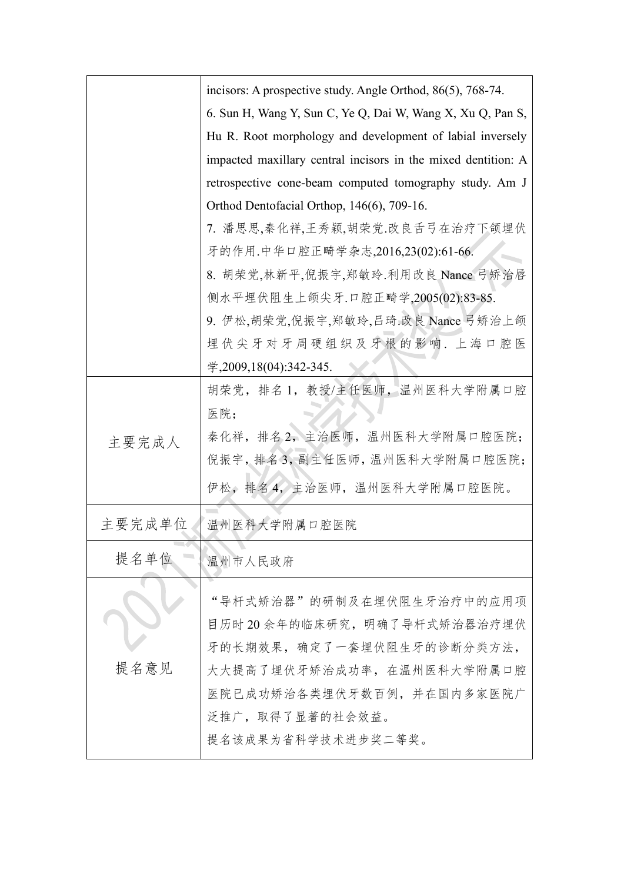| | |
|---|---|
| | incisors: A prospective study. Angle Orthod, 86(5), 768-74.<br>6. Sun H, Wang Y, Sun C, Ye Q, Dai W, Wang X, Xu Q, Pan S, Hu R. Root morphology and development of labial inversely impacted maxillary central incisors in the mixed dentition: A retrospective cone-beam computed tomography study. Am J Orthod Dentofacial Orthop, 146(6), 709-16.<br>7. 潘思思,秦化祥,王秀颖,胡荣党.改良舌弓在治疗下颌埋伏牙的作用.中华口腔正畸学杂志,2016,23(02):61-66.<br>8. 胡荣党,林新平,倪振宇,郑敏玲.利用改良 Nance 弓矫治唇侧水平埋伏阻生上颌尖牙.口腔正畸学,2005(02):83-85.<br>9. 伊松,胡荣党,倪振宇,郑敏玲,吕琦.改良 Nance 弓矫治上颌埋伏尖牙对牙周硬组织及牙根的影响.上海口腔医学,2009,18(04):342-345. |
| 主要完成人 | 胡荣党，排名 1，教授/主任医师，温州医科大学附属口腔医院；<br>秦化祥，排名 2，主治医师，温州医科大学附属口腔医院；<br>倪振宇，排名 3，副主任医师，温州医科大学附属口腔医院；<br>伊松，排名 4，主治医师，温州医科大学附属口腔医院。 |
| 主要完成单位 | 温州医科大学附属口腔医院 |
| 提名单位 | 温州市人民政府 |
| 提名意见 | “导杆式矫治器”的研制及在埋伏阻生牙治疗中的应用项目历时 20 余年的临床研究，明确了导杆式矫治器治疗埋伏牙的长期效果，确定了一套埋伏阻生牙的诊断分类方法，大大提高了埋伏牙矫治成功率，在温州医科大学附属口腔医院已成功矫治各类埋伏牙数百例，并在国内多家医院广泛推广，取得了显著的社会效益。<br>提名该成果为省科学技术进步奖二等奖。 |